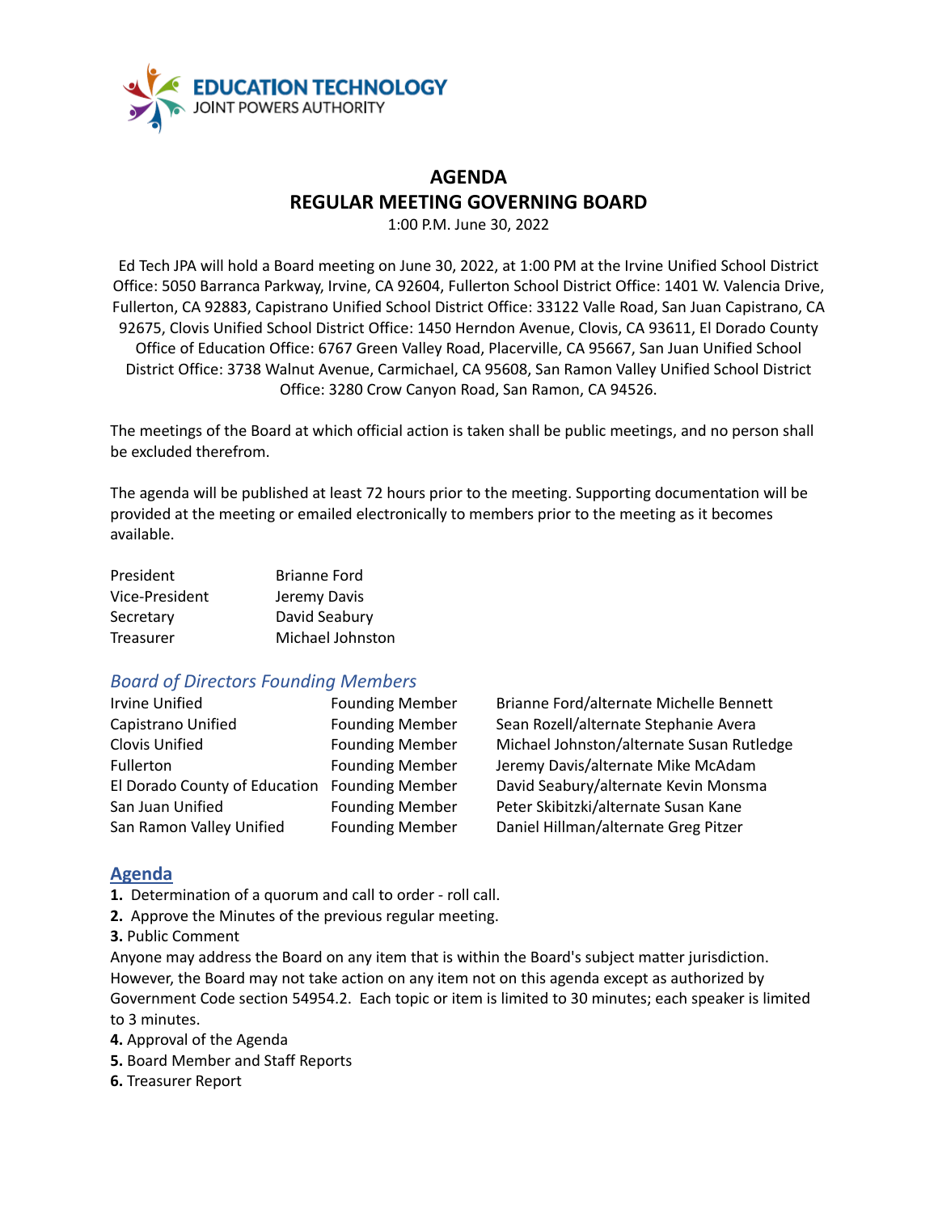EDUCATION TECHNOLOGY
JOINT POWERS AUTHORITY

# AGENDA
# REGULAR MEETING GOVERNING BOARD

1:00 P.M. June 30, 2022

Ed Tech JPA will hold a Board meeting on June 30, 2022, at 1:00 PM at the Irvine Unified School District Office: 5050 Barranca Parkway, Irvine, CA 92604, Fullerton School District Office: 1401 W. Valencia Drive, Fullerton, CA 92883, Capistrano Unified School District Office: 33122 Valle Road, San Juan Capistrano, CA 92675, Clovis Unified School District Office: 1450 Herndon Avenue, Clovis, CA 93611, El Dorado County Office of Education Office: 6767 Green Valley Road, Placerville, CA 95667, San Juan Unified School District Office: 3738 Walnut Avenue, Carmichael, CA 95608, San Ramon Valley Unified School District Office: 3280 Crow Canyon Road, San Ramon, CA 94526.

The meetings of the Board at which official action is taken shall be public meetings, and no person shall be excluded therefrom.

The agenda will be published at least 72 hours prior to the meeting. Supporting documentation will be provided at the meeting or emailed electronically to members prior to the meeting as it becomes available.

| | |
|---|---|
| President | Brianne Ford |
| Vice-President | Jeremy Davis |
| Secretary | David Seabury |
| Treasurer | Michael Johnston |

## *Board of Directors Founding Members*

| | | |
|---|---|---|
| Irvine Unified | Founding Member | Brianne Ford/alternate Michelle Bennett |
| Capistrano Unified | Founding Member | Sean Rozell/alternate Stephanie Avera |
| Clovis Unified | Founding Member | Michael Johnston/alternate Susan Rutledge |
| Fullerton | Founding Member | Jeremy Davis/alternate Mike McAdam |
| El Dorado County of Education | Founding Member | David Seabury/alternate Kevin Monsma |
| San Juan Unified | Founding Member | Peter Skibitzki/alternate Susan Kane |
| San Ramon Valley Unified | Founding Member | Daniel Hillman/alternate Greg Pitzer |

## Agenda

**1.** Determination of a quorum and call to order - roll call.

**2.** Approve the Minutes of the previous regular meeting.

**3.** Public Comment

Anyone may address the Board on any item that is within the Board's subject matter jurisdiction. However, the Board may not take action on any item not on this agenda except as authorized by Government Code section 54954.2. Each topic or item is limited to 30 minutes; each speaker is limited to 3 minutes.

**4.** Approval of the Agenda

**5.** Board Member and Staff Reports

**6.** Treasurer Report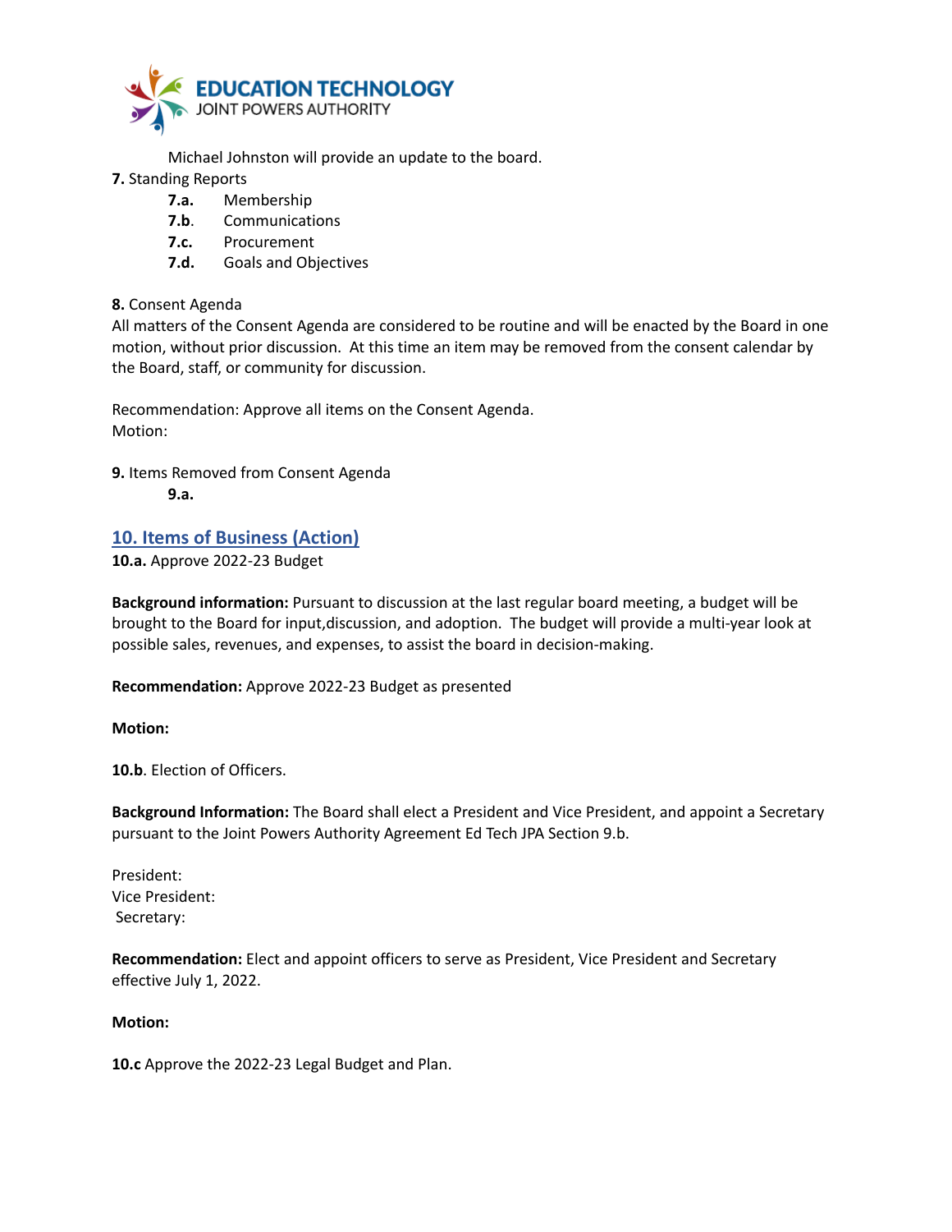Michael Johnston will provide an update to the board.

**7.** Standing Reports

- **7.a.** Membership
- **7.b.** Communications
- **7.c.** Procurement
- **7.d.** Goals and Objectives

**8.** Consent Agenda

All matters of the Consent Agenda are considered to be routine and will be enacted by the Board in one motion, without prior discussion. At this time an item may be removed from the consent calendar by the Board, staff, or community for discussion.

Recommendation: Approve all items on the Consent Agenda.
Motion:

**9.** Items Removed from Consent Agenda

- **9.a.**

## 10. Items of Business (Action)

**10.a.** Approve 2022-23 Budget

**Background information:** Pursuant to discussion at the last regular board meeting, a budget will be brought to the Board for input,discussion, and adoption. The budget will provide a multi-year look at possible sales, revenues, and expenses, to assist the board in decision-making.

**Recommendation:** Approve 2022-23 Budget as presented

**Motion:**

**10.b**. Election of Officers.

**Background Information:** The Board shall elect a President and Vice President, and appoint a Secretary pursuant to the Joint Powers Authority Agreement Ed Tech JPA Section 9.b.

President:
Vice President:
Secretary:

**Recommendation:** Elect and appoint officers to serve as President, Vice President and Secretary effective July 1, 2022.

**Motion:**

**10.c** Approve the 2022-23 Legal Budget and Plan.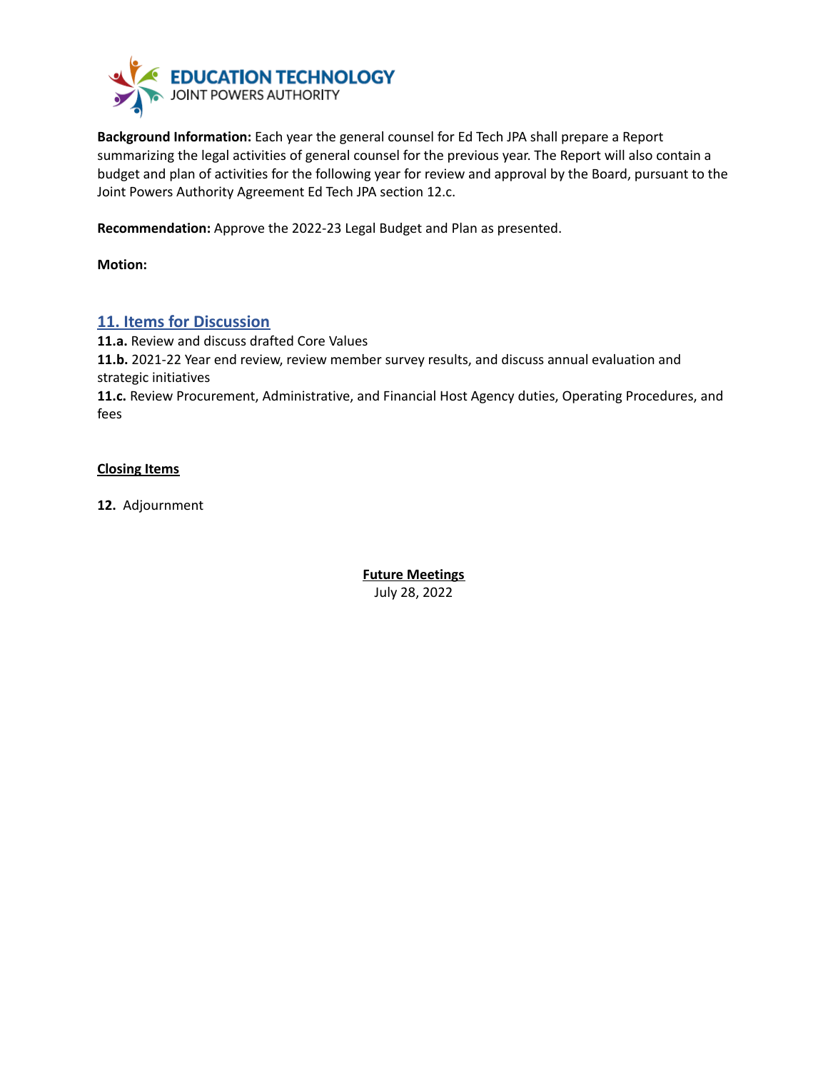**EDUCATION TECHNOLOGY**
JOINT POWERS AUTHORITY

**Background Information:** Each year the general counsel for Ed Tech JPA shall prepare a Report summarizing the legal activities of general counsel for the previous year. The Report will also contain a budget and plan of activities for the following year for review and approval by the Board, pursuant to the Joint Powers Authority Agreement Ed Tech JPA section 12.c.

**Recommendation:** Approve the 2022-23 Legal Budget and Plan as presented.

**Motion:**

## 11. Items for Discussion

**11.a.** Review and discuss drafted Core Values
**11.b.** 2021-22 Year end review, review member survey results, and discuss annual evaluation and strategic initiatives
**11.c.** Review Procurement, Administrative, and Financial Host Agency duties, Operating Procedures, and fees

**Closing Items**

**12.** Adjournment

**Future Meetings**
July 28, 2022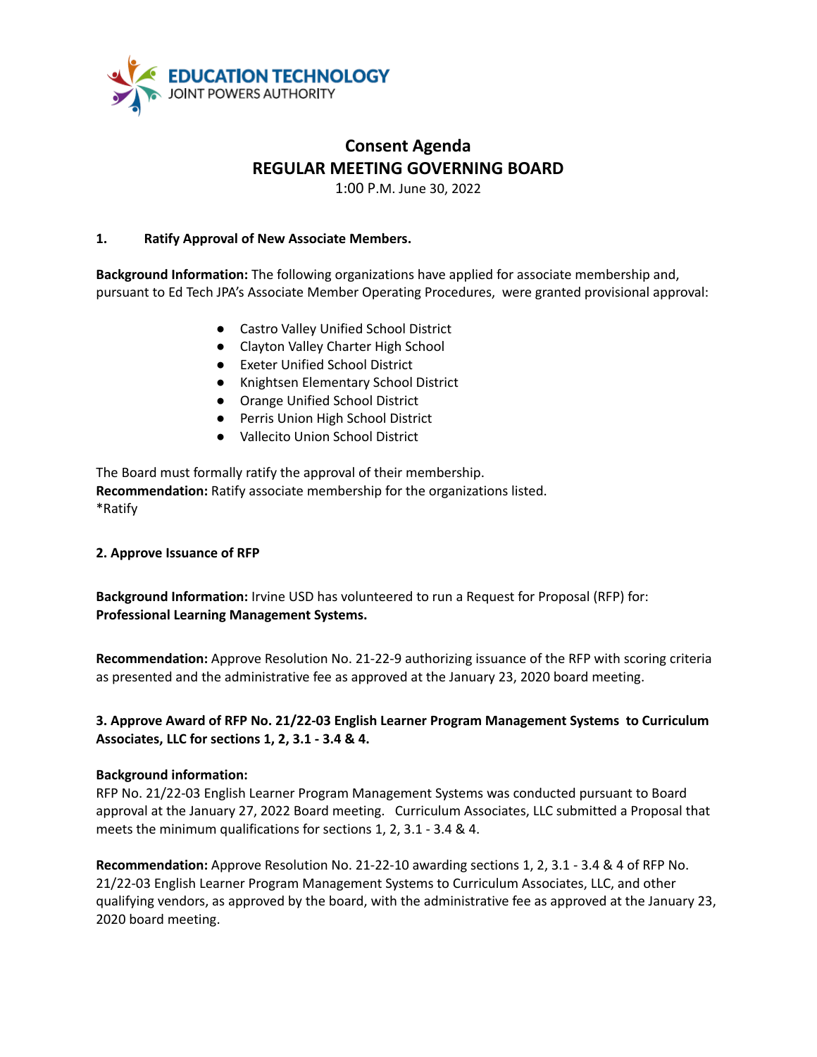EDUCATION TECHNOLOGY
JOINT POWERS AUTHORITY

# Consent Agenda
## REGULAR MEETING GOVERNING BOARD

1:00 P.M. June 30, 2022

**1. Ratify Approval of New Associate Members.**

**Background Information:** The following organizations have applied for associate membership and, pursuant to Ed Tech JPA's Associate Member Operating Procedures, were granted provisional approval:

- Castro Valley Unified School District
- Clayton Valley Charter High School
- Exeter Unified School District
- Knightsen Elementary School District
- Orange Unified School District
- Perris Union High School District
- Vallecito Union School District

The Board must formally ratify the approval of their membership.
**Recommendation:** Ratify associate membership for the organizations listed.
*Ratify

**2. Approve Issuance of RFP**

**Background Information:** Irvine USD has volunteered to run a Request for Proposal (RFP) for:
**Professional Learning Management Systems.**

**Recommendation:** Approve Resolution No. 21-22-9 authorizing issuance of the RFP with scoring criteria as presented and the administrative fee as approved at the January 23, 2020 board meeting.

**3. Approve Award of RFP No. 21/22-03 English Learner Program Management Systems to Curriculum Associates, LLC for sections 1, 2, 3.1 - 3.4 & 4.**

**Background information:**
RFP No. 21/22-03 English Learner Program Management Systems was conducted pursuant to Board approval at the January 27, 2022 Board meeting. Curriculum Associates, LLC submitted a Proposal that meets the minimum qualifications for sections 1, 2, 3.1 - 3.4 & 4.

**Recommendation:** Approve Resolution No. 21-22-10 awarding sections 1, 2, 3.1 - 3.4 & 4 of RFP No. 21/22-03 English Learner Program Management Systems to Curriculum Associates, LLC, and other qualifying vendors, as approved by the board, with the administrative fee as approved at the January 23, 2020 board meeting.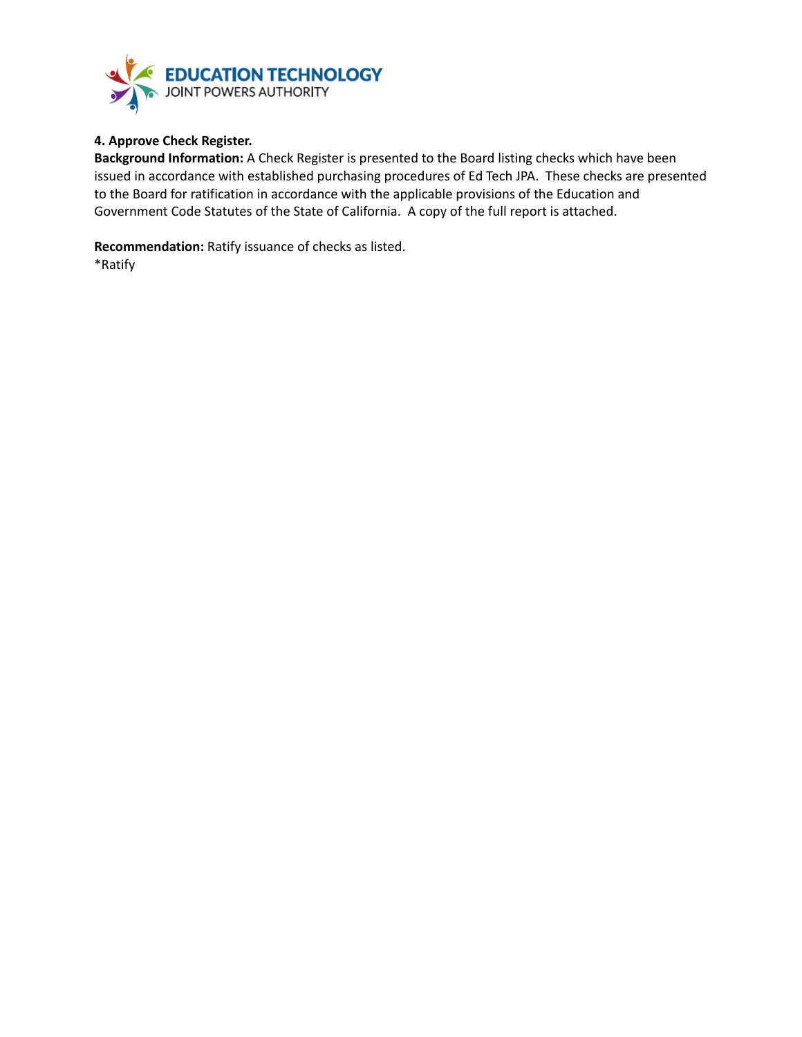EDUCATION TECHNOLOGY
JOINT POWERS AUTHORITY

**4. Approve Check Register.**
**Background Information:** A Check Register is presented to the Board listing checks which have been issued in accordance with established purchasing procedures of Ed Tech JPA. These checks are presented to the Board for ratification in accordance with the applicable provisions of the Education and Government Code Statutes of the State of California. A copy of the full report is attached.

**Recommendation:** Ratify issuance of checks as listed.
*Ratify